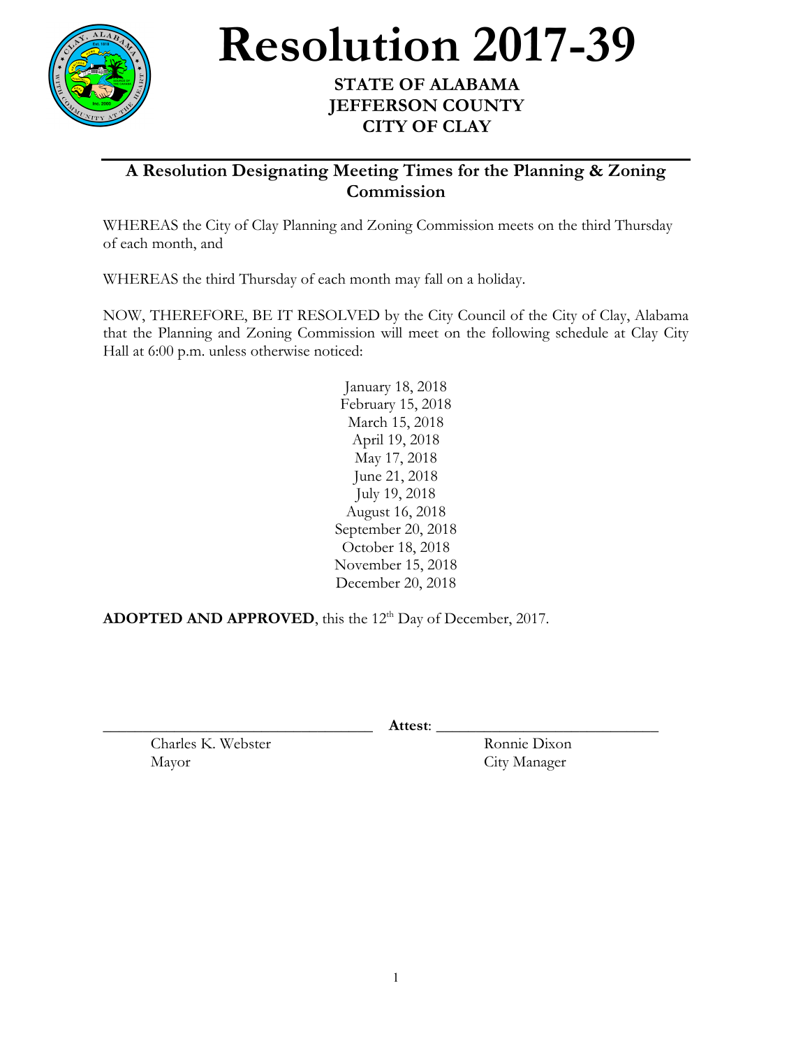# Resolution 2017-39

**STATE OF ALABAMA**
**JEFFERSON COUNTY**
**CITY OF CLAY**

## A Resolution Designating Meeting Times for the Planning & Zoning Commission

WHEREAS the City of Clay Planning and Zoning Commission meets on the third Thursday of each month, and

WHEREAS the third Thursday of each month may fall on a holiday.

NOW, THEREFORE, BE IT RESOLVED by the City Council of the City of Clay, Alabama that the Planning and Zoning Commission will meet on the following schedule at Clay City Hall at 6:00 p.m. unless otherwise noticed:

January 18, 2018
February 15, 2018
March 15, 2018
April 19, 2018
May 17, 2018
June 21, 2018
July 19, 2018
August 16, 2018
September 20, 2018
October 18, 2018
November 15, 2018
December 20, 2018

**ADOPTED AND APPROVED**, this the 12th Day of December, 2017.

\_\_\_\_\_\_\_\_\_\_\_\_\_\_\_\_\_\_\_\_\_\_\_\_\_\_\_\_\_\_\_\_\_\_ **Attest**: \_\_\_\_\_\_\_\_\_\_\_\_\_\_\_\_\_\_\_\_\_\_\_\_\_\_\_\_\_\_

Charles K. Webster
Mayor

Ronnie Dixon
City Manager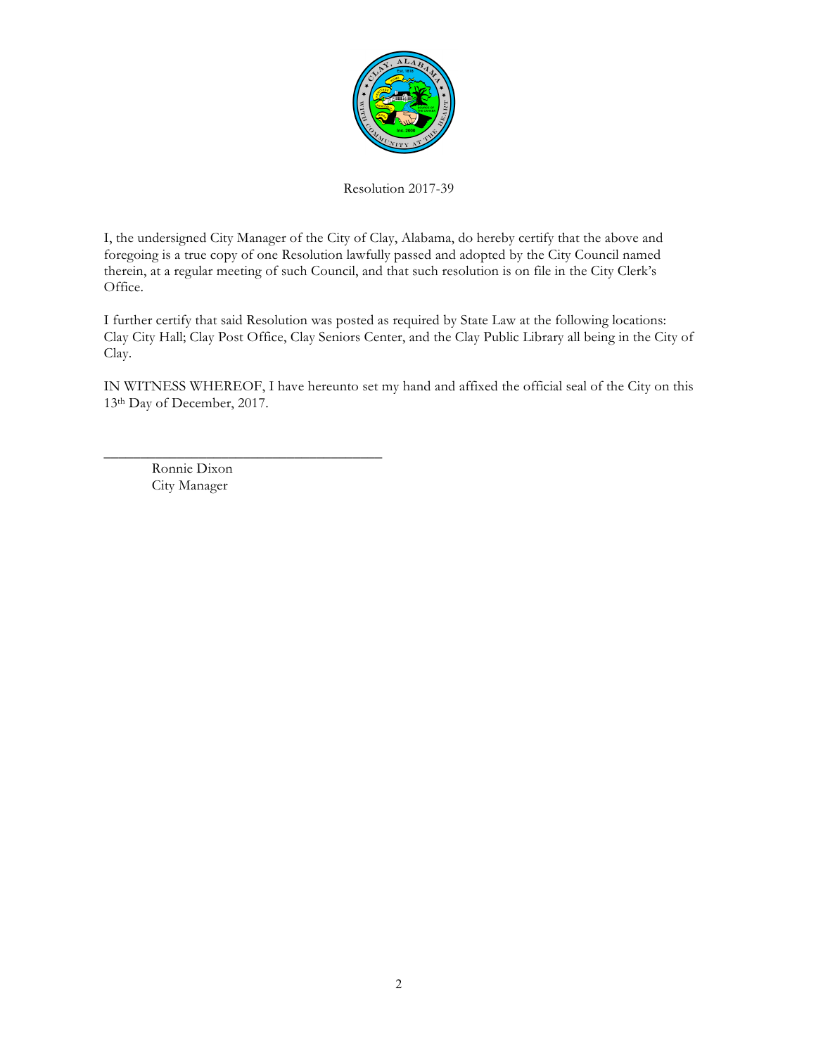Resolution 2017-39

I, the undersigned City Manager of the City of Clay, Alabama, do hereby certify that the above and foregoing is a true copy of one Resolution lawfully passed and adopted by the City Council named therein, at a regular meeting of such Council, and that such resolution is on file in the City Clerk's Office.

I further certify that said Resolution was posted as required by State Law at the following locations: Clay City Hall; Clay Post Office, Clay Seniors Center, and the Clay Public Library all being in the City of Clay.

IN WITNESS WHEREOF, I have hereunto set my hand and affixed the official seal of the City on this 13th Day of December, 2017.

\_\_\_\_\_\_\_\_\_\_\_\_\_\_\_\_\_\_\_\_\_\_\_\_\_\_\_\_\_\_\_\_\_\_\_\_\_\_\_\_

Ronnie Dixon
City Manager